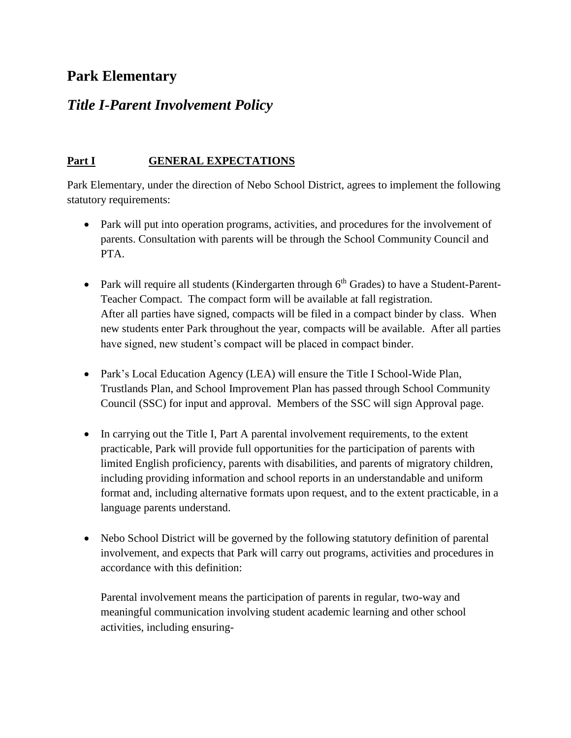# Park Elementary

## *Title I-Parent Involvement Policy*

### <u>Part I</u> <u>GENERAL EXPECTATIONS</u>

Park Elementary, under the direction of Nebo School District, agrees to implement the following statutory requirements:

- Park will put into operation programs, activities, and procedures for the involvement of parents. Consultation with parents will be through the School Community Council and PTA.

- Park will require all students (Kindergarten through 6th Grades) to have a Student-Parent-Teacher Compact. The compact form will be available at fall registration. After all parties have signed, compacts will be filed in a compact binder by class. When new students enter Park throughout the year, compacts will be available. After all parties have signed, new student's compact will be placed in compact binder.

- Park's Local Education Agency (LEA) will ensure the Title I School-Wide Plan, Trustlands Plan, and School Improvement Plan has passed through School Community Council (SSC) for input and approval. Members of the SSC will sign Approval page.

- In carrying out the Title I, Part A parental involvement requirements, to the extent practicable, Park will provide full opportunities for the participation of parents with limited English proficiency, parents with disabilities, and parents of migratory children, including providing information and school reports in an understandable and uniform format and, including alternative formats upon request, and to the extent practicable, in a language parents understand.

- Nebo School District will be governed by the following statutory definition of parental involvement, and expects that Park will carry out programs, activities and procedures in accordance with this definition:

  Parental involvement means the participation of parents in regular, two-way and meaningful communication involving student academic learning and other school activities, including ensuring-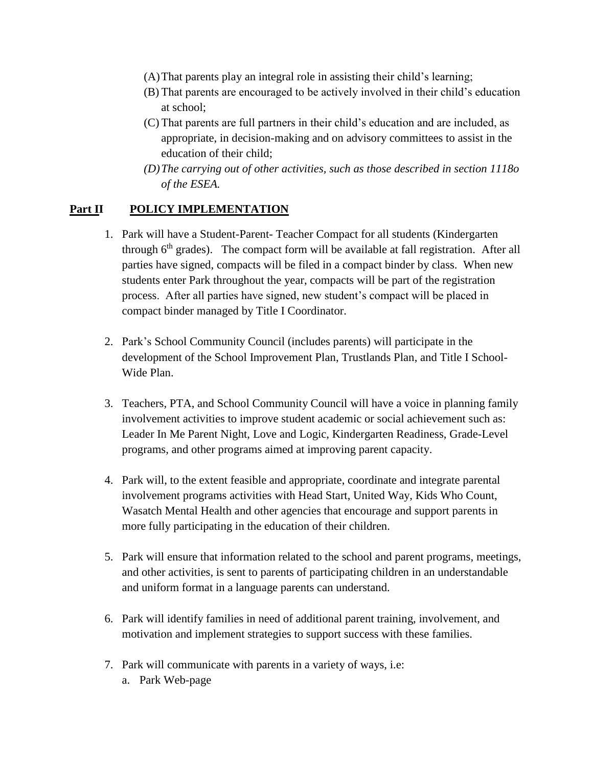(A) That parents play an integral role in assisting their child's learning;
(B) That parents are encouraged to be actively involved in their child's education at school;
(C) That parents are full partners in their child's education and are included, as appropriate, in decision-making and on advisory committees to assist in the education of their child;
*(D) The carrying out of other activities, such as those described in section 1118o of the ESEA.*

## **Part II POLICY IMPLEMENTATION**

1. Park will have a Student-Parent- Teacher Compact for all students (Kindergarten through 6th grades). The compact form will be available at fall registration. After all parties have signed, compacts will be filed in a compact binder by class. When new students enter Park throughout the year, compacts will be part of the registration process. After all parties have signed, new student's compact will be placed in compact binder managed by Title I Coordinator.

2. Park's School Community Council (includes parents) will participate in the development of the School Improvement Plan, Trustlands Plan, and Title I School-Wide Plan.

3. Teachers, PTA, and School Community Council will have a voice in planning family involvement activities to improve student academic or social achievement such as: Leader In Me Parent Night, Love and Logic, Kindergarten Readiness, Grade-Level programs, and other programs aimed at improving parent capacity.

4. Park will, to the extent feasible and appropriate, coordinate and integrate parental involvement programs activities with Head Start, United Way, Kids Who Count, Wasatch Mental Health and other agencies that encourage and support parents in more fully participating in the education of their children.

5. Park will ensure that information related to the school and parent programs, meetings, and other activities, is sent to parents of participating children in an understandable and uniform format in a language parents can understand.

6. Park will identify families in need of additional parent training, involvement, and motivation and implement strategies to support success with these families.

7. Park will communicate with parents in a variety of ways, i.e:
   a. Park Web-page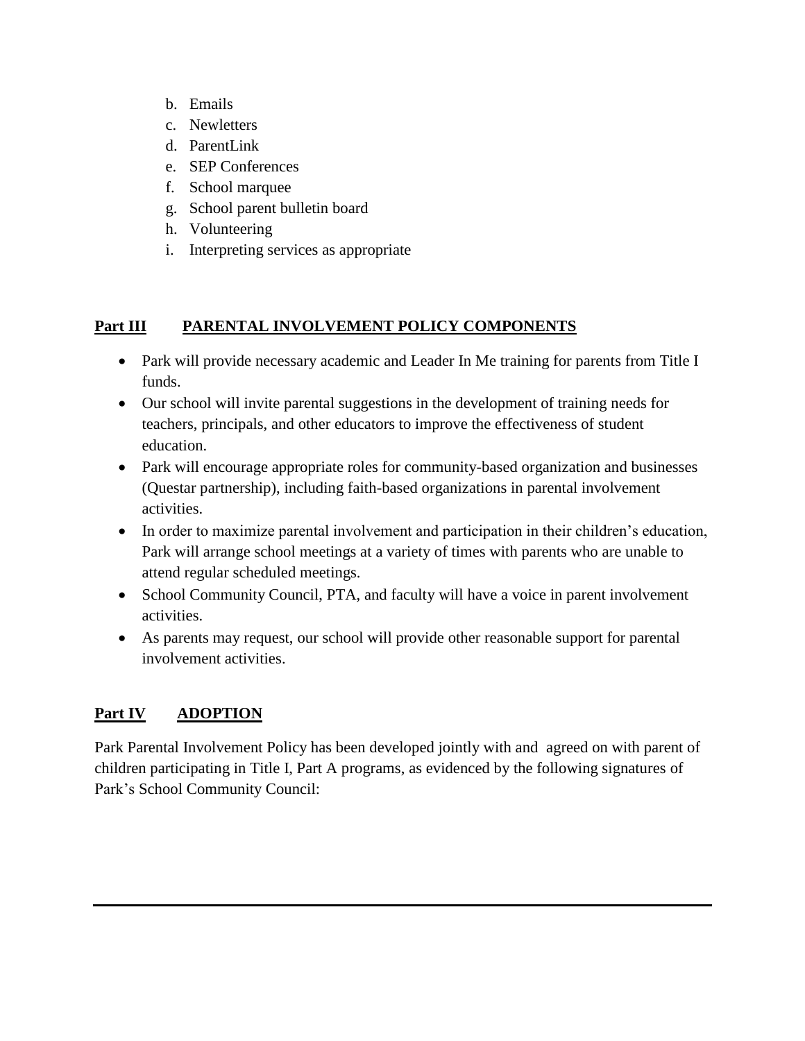b. Emails
c. Newletters
d. ParentLink
e. SEP Conferences
f. School marquee
g. School parent bulletin board
h. Volunteering
i. Interpreting services as appropriate

## **Part III PARENTAL INVOLVEMENT POLICY COMPONENTS**

- Park will provide necessary academic and Leader In Me training for parents from Title I funds.
- Our school will invite parental suggestions in the development of training needs for teachers, principals, and other educators to improve the effectiveness of student education.
- Park will encourage appropriate roles for community-based organization and businesses (Questar partnership), including faith-based organizations in parental involvement activities.
- In order to maximize parental involvement and participation in their children's education, Park will arrange school meetings at a variety of times with parents who are unable to attend regular scheduled meetings.
- School Community Council, PTA, and faculty will have a voice in parent involvement activities.
- As parents may request, our school will provide other reasonable support for parental involvement activities.

## **Part IV ADOPTION**

Park Parental Involvement Policy has been developed jointly with and agreed on with parent of children participating in Title I, Part A programs, as evidenced by the following signatures of Park's School Community Council: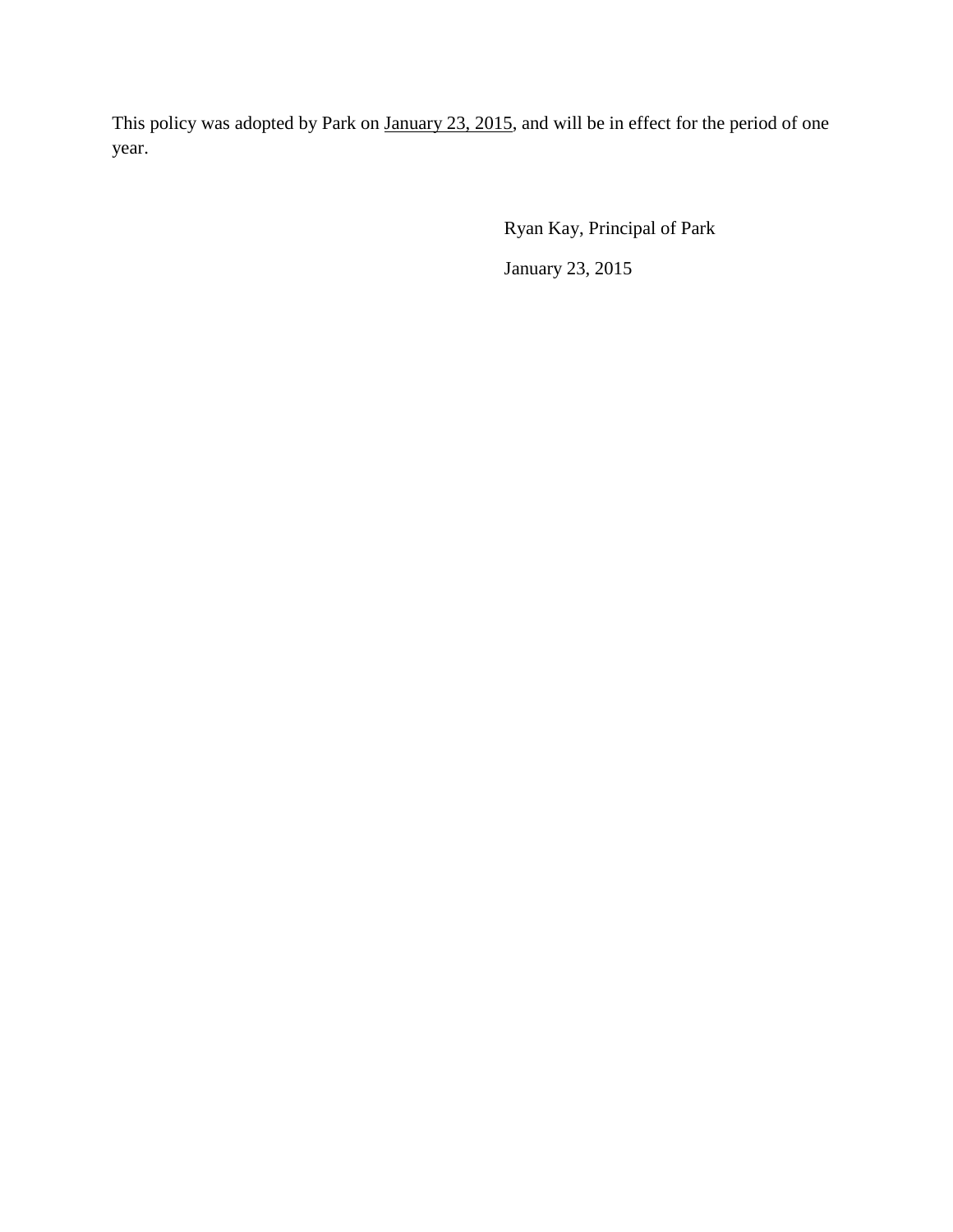This policy was adopted by Park on <u>January 23, 2015</u>, and will be in effect for the period of one year.

Ryan Kay, Principal of Park

January 23, 2015